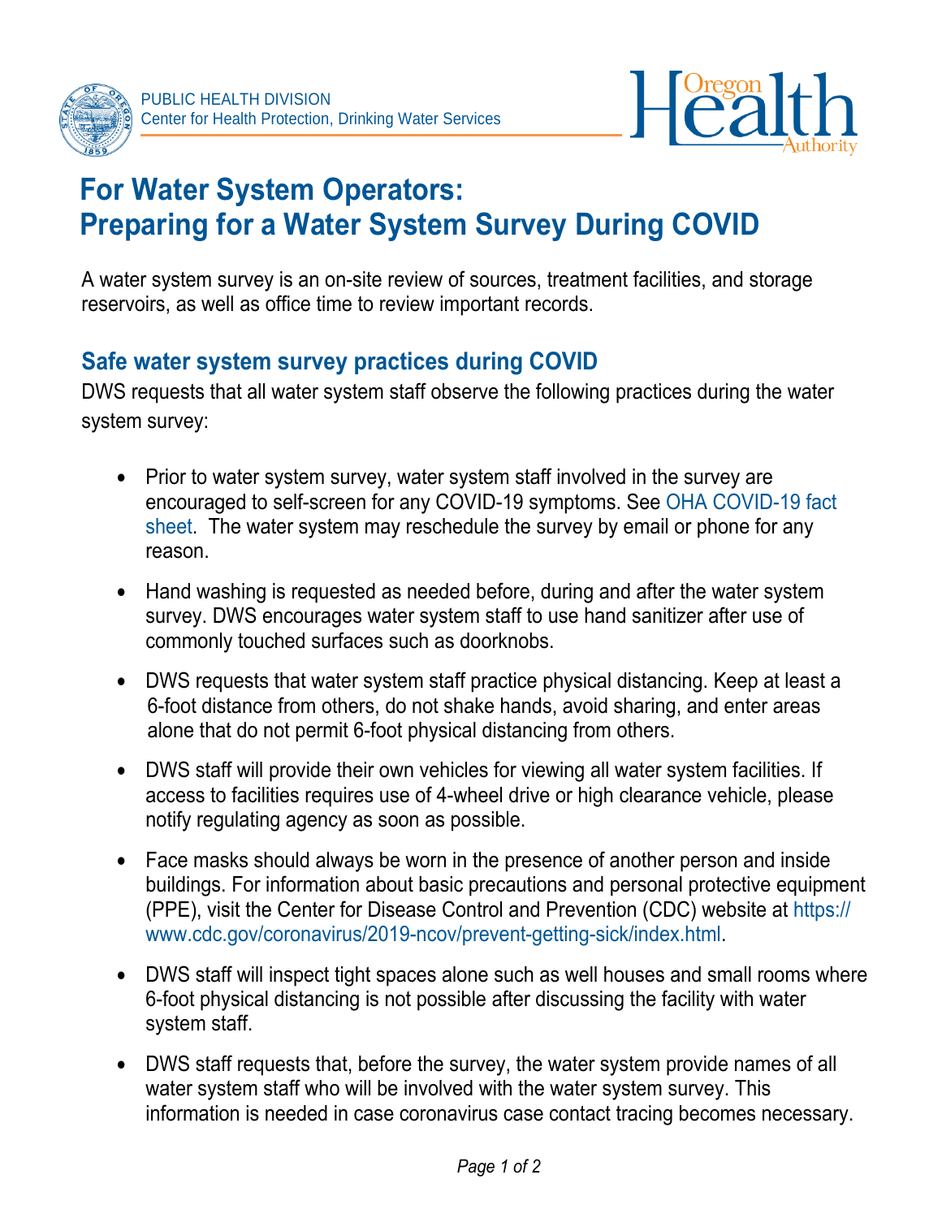PUBLIC HEALTH DIVISION
Center for Health Protection, Drinking Water Services

# For Water System Operators: Preparing for a Water System Survey During COVID

A water system survey is an on-site review of sources, treatment facilities, and storage reservoirs, as well as office time to review important records.

## Safe water system survey practices during COVID

DWS requests that all water system staff observe the following practices during the water system survey:

- Prior to water system survey, water system staff involved in the survey are encouraged to self-screen for any COVID-19 symptoms. See OHA COVID-19 fact sheet. The water system may reschedule the survey by email or phone for any reason.
- Hand washing is requested as needed before, during and after the water system survey. DWS encourages water system staff to use hand sanitizer after use of commonly touched surfaces such as doorknobs.
- DWS requests that water system staff practice physical distancing. Keep at least a 6-foot distance from others, do not shake hands, avoid sharing, and enter areas alone that do not permit 6-foot physical distancing from others.
- DWS staff will provide their own vehicles for viewing all water system facilities. If access to facilities requires use of 4-wheel drive or high clearance vehicle, please notify regulating agency as soon as possible.
- Face masks should always be worn in the presence of another person and inside buildings. For information about basic precautions and personal protective equipment (PPE), visit the Center for Disease Control and Prevention (CDC) website at https://www.cdc.gov/coronavirus/2019-ncov/prevent-getting-sick/index.html.
- DWS staff will inspect tight spaces alone such as well houses and small rooms where 6-foot physical distancing is not possible after discussing the facility with water system staff.
- DWS staff requests that, before the survey, the water system provide names of all water system staff who will be involved with the water system survey. This information is needed in case coronavirus case contact tracing becomes necessary.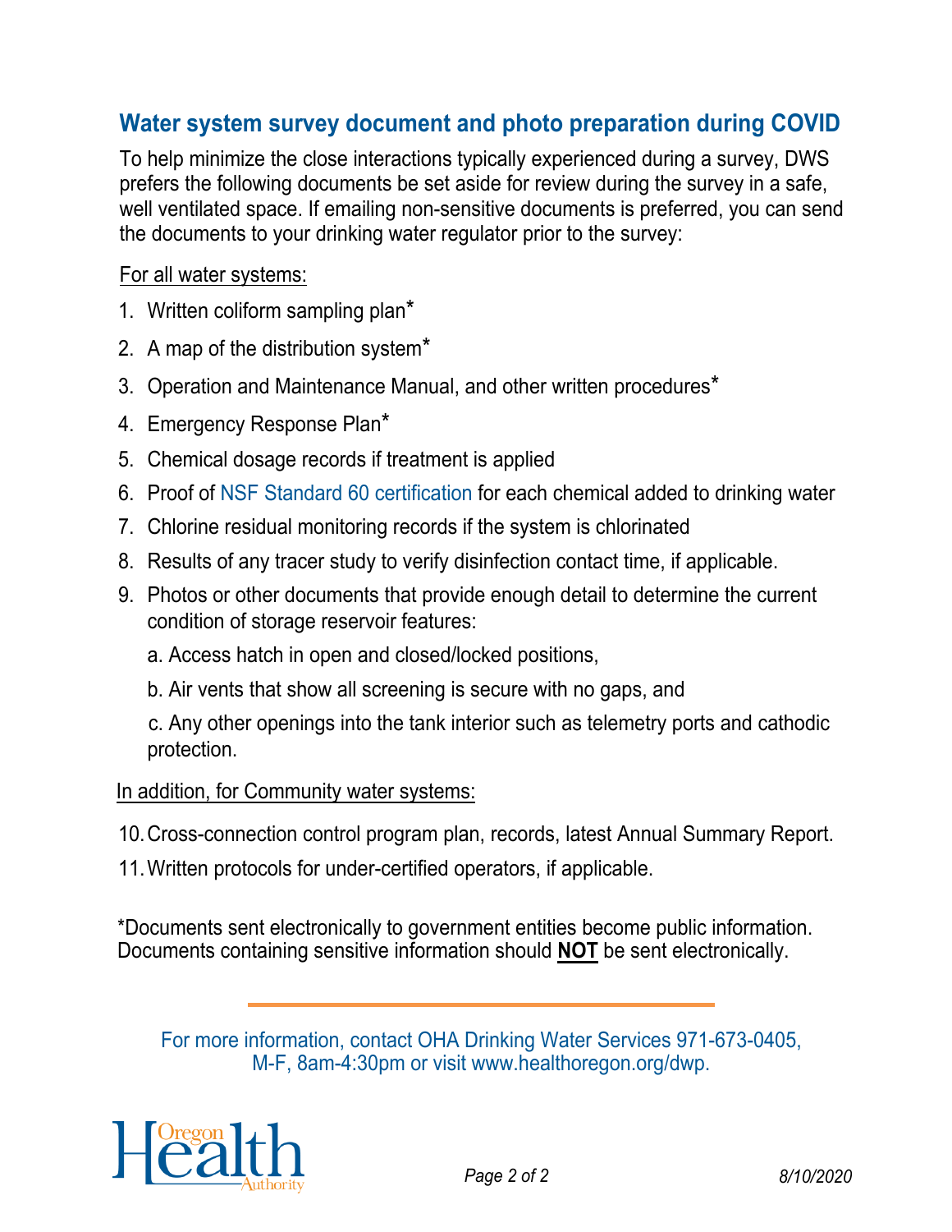## Water system survey document and photo preparation during COVID

To help minimize the close interactions typically experienced during a survey, DWS prefers the following documents be set aside for review during the survey in a safe, well ventilated space. If emailing non-sensitive documents is preferred, you can send the documents to your drinking water regulator prior to the survey:

For all water systems:

1. Written coliform sampling plan*
2. A map of the distribution system*
3. Operation and Maintenance Manual, and other written procedures*
4. Emergency Response Plan*
5. Chemical dosage records if treatment is applied
6. Proof of NSF Standard 60 certification for each chemical added to drinking water
7. Chlorine residual monitoring records if the system is chlorinated
8. Results of any tracer study to verify disinfection contact time, if applicable.
9. Photos or other documents that provide enough detail to determine the current condition of storage reservoir features:
   a. Access hatch in open and closed/locked positions,
   b. Air vents that show all screening is secure with no gaps, and
   c. Any other openings into the tank interior such as telemetry ports and cathodic protection.

In addition, for Community water systems:

10. Cross-connection control program plan, records, latest Annual Summary Report.
11. Written protocols for under-certified operators, if applicable.

*Documents sent electronically to government entities become public information. Documents containing sensitive information should **NOT** be sent electronically.

For more information, contact OHA Drinking Water Services 971-673-0405, M-F, 8am-4:30pm or visit www.healthoregon.org/dwp.

Oregon Health Authority

8/10/2020